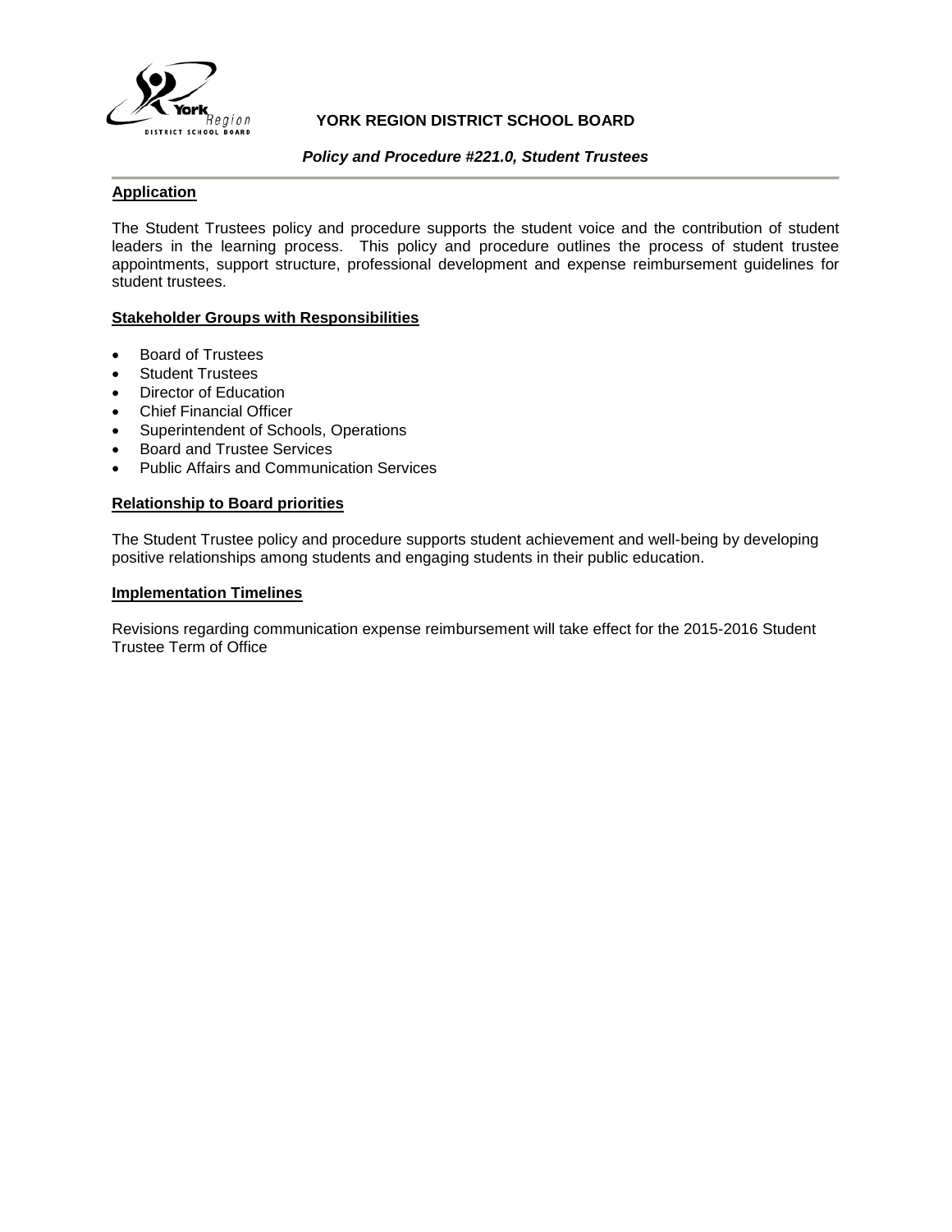**YORK REGION DISTRICT SCHOOL BOARD**

***Policy and Procedure #221.0, Student Trustees***

## Application

The Student Trustees policy and procedure supports the student voice and the contribution of student leaders in the learning process. This policy and procedure outlines the process of student trustee appointments, support structure, professional development and expense reimbursement guidelines for student trustees.

## Stakeholder Groups with Responsibilities

- Board of Trustees
- Student Trustees
- Director of Education
- Chief Financial Officer
- Superintendent of Schools, Operations
- Board and Trustee Services
- Public Affairs and Communication Services

## Relationship to Board priorities

The Student Trustee policy and procedure supports student achievement and well-being by developing positive relationships among students and engaging students in their public education.

## Implementation Timelines

Revisions regarding communication expense reimbursement will take effect for the 2015-2016 Student Trustee Term of Office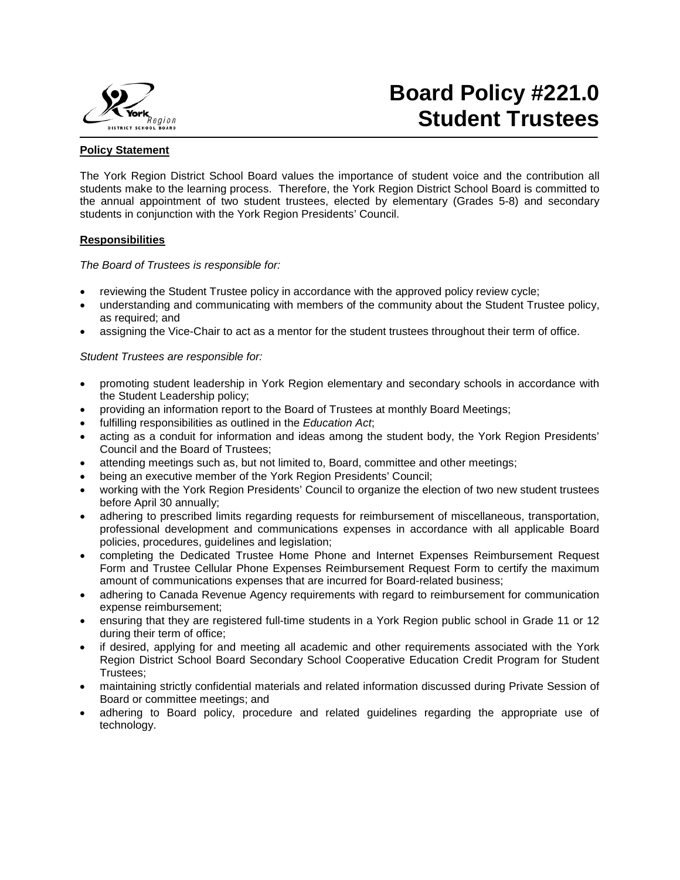# Board Policy #221.0 Student Trustees

**Policy Statement**

The York Region District School Board values the importance of student voice and the contribution all students make to the learning process. Therefore, the York Region District School Board is committed to the annual appointment of two student trustees, elected by elementary (Grades 5-8) and secondary students in conjunction with the York Region Presidents' Council.

**Responsibilities**

*The Board of Trustees is responsible for:*

- reviewing the Student Trustee policy in accordance with the approved policy review cycle;
- understanding and communicating with members of the community about the Student Trustee policy, as required; and
- assigning the Vice-Chair to act as a mentor for the student trustees throughout their term of office.

*Student Trustees are responsible for:*

- promoting student leadership in York Region elementary and secondary schools in accordance with the Student Leadership policy;
- providing an information report to the Board of Trustees at monthly Board Meetings;
- fulfilling responsibilities as outlined in the *Education Act*;
- acting as a conduit for information and ideas among the student body, the York Region Presidents' Council and the Board of Trustees;
- attending meetings such as, but not limited to, Board, committee and other meetings;
- being an executive member of the York Region Presidents' Council;
- working with the York Region Presidents' Council to organize the election of two new student trustees before April 30 annually;
- adhering to prescribed limits regarding requests for reimbursement of miscellaneous, transportation, professional development and communications expenses in accordance with all applicable Board policies, procedures, guidelines and legislation;
- completing the Dedicated Trustee Home Phone and Internet Expenses Reimbursement Request Form and Trustee Cellular Phone Expenses Reimbursement Request Form to certify the maximum amount of communications expenses that are incurred for Board-related business;
- adhering to Canada Revenue Agency requirements with regard to reimbursement for communication expense reimbursement;
- ensuring that they are registered full-time students in a York Region public school in Grade 11 or 12 during their term of office;
- if desired, applying for and meeting all academic and other requirements associated with the York Region District School Board Secondary School Cooperative Education Credit Program for Student Trustees;
- maintaining strictly confidential materials and related information discussed during Private Session of Board or committee meetings; and
- adhering to Board policy, procedure and related guidelines regarding the appropriate use of technology.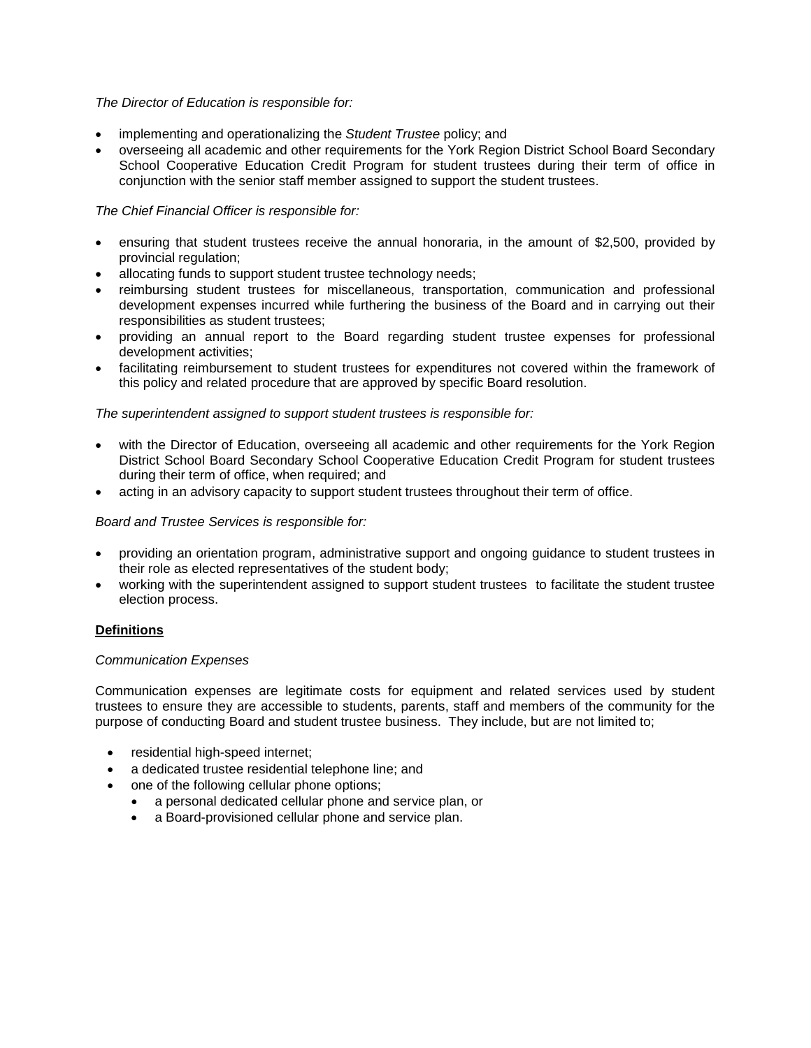*The Director of Education is responsible for:*

- implementing and operationalizing the *Student Trustee* policy; and
- overseeing all academic and other requirements for the York Region District School Board Secondary School Cooperative Education Credit Program for student trustees during their term of office in conjunction with the senior staff member assigned to support the student trustees.

*The Chief Financial Officer is responsible for:*

- ensuring that student trustees receive the annual honoraria, in the amount of $2,500, provided by provincial regulation;
- allocating funds to support student trustee technology needs;
- reimbursing student trustees for miscellaneous, transportation, communication and professional development expenses incurred while furthering the business of the Board and in carrying out their responsibilities as student trustees;
- providing an annual report to the Board regarding student trustee expenses for professional development activities;
- facilitating reimbursement to student trustees for expenditures not covered within the framework of this policy and related procedure that are approved by specific Board resolution.

*The superintendent assigned to support student trustees is responsible for:*

- with the Director of Education, overseeing all academic and other requirements for the York Region District School Board Secondary School Cooperative Education Credit Program for student trustees during their term of office, when required; and
- acting in an advisory capacity to support student trustees throughout their term of office.

*Board and Trustee Services is responsible for:*

- providing an orientation program, administrative support and ongoing guidance to student trustees in their role as elected representatives of the student body;
- working with the superintendent assigned to support student trustees to facilitate the student trustee election process.

## Definitions

*Communication Expenses*

Communication expenses are legitimate costs for equipment and related services used by student trustees to ensure they are accessible to students, parents, staff and members of the community for the purpose of conducting Board and student trustee business. They include, but are not limited to;

- residential high-speed internet;
- a dedicated trustee residential telephone line; and
- one of the following cellular phone options;
  - a personal dedicated cellular phone and service plan, or
  - a Board-provisioned cellular phone and service plan.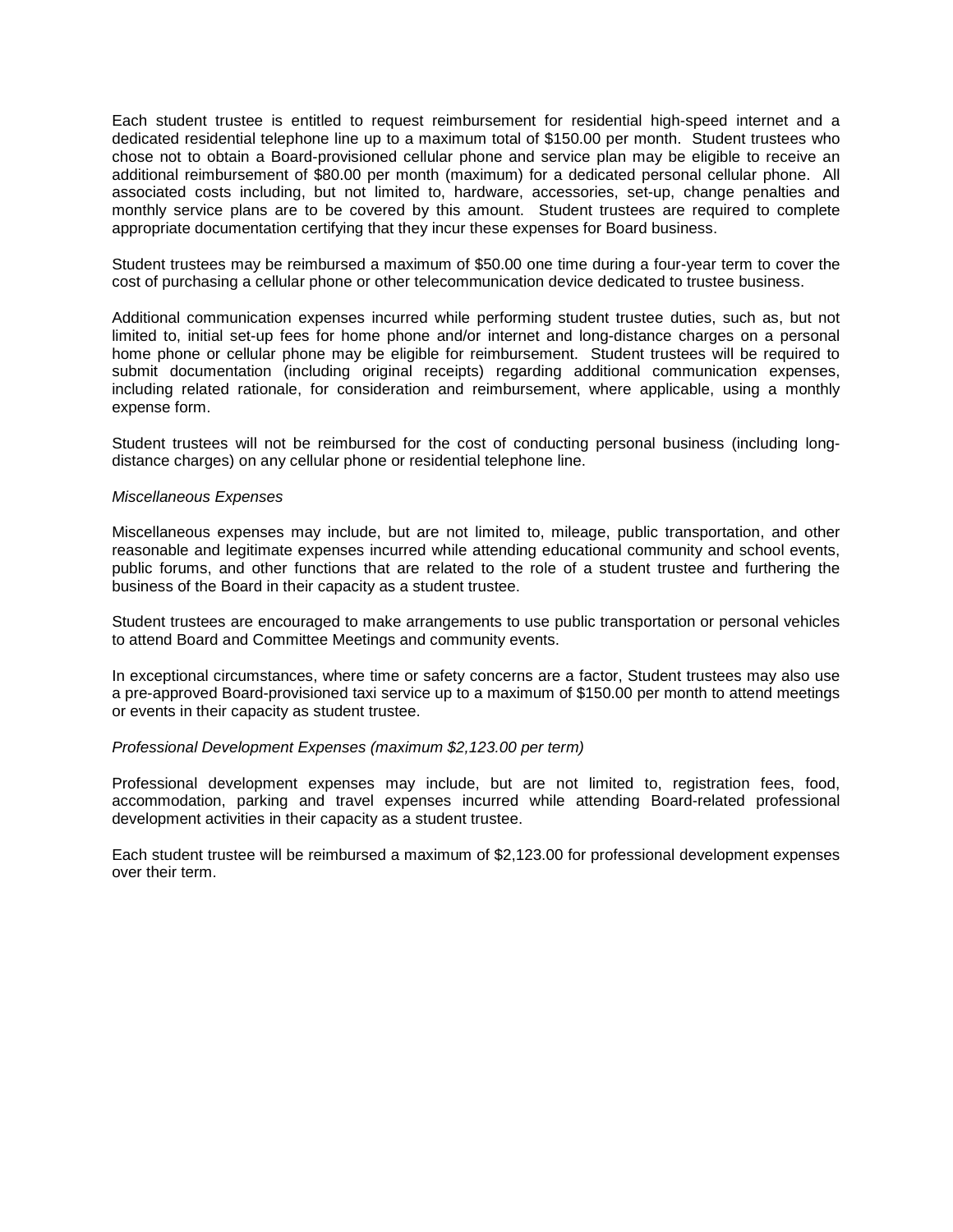Each student trustee is entitled to request reimbursement for residential high-speed internet and a dedicated residential telephone line up to a maximum total of $150.00 per month. Student trustees who chose not to obtain a Board-provisioned cellular phone and service plan may be eligible to receive an additional reimbursement of $80.00 per month (maximum) for a dedicated personal cellular phone. All associated costs including, but not limited to, hardware, accessories, set-up, change penalties and monthly service plans are to be covered by this amount. Student trustees are required to complete appropriate documentation certifying that they incur these expenses for Board business.

Student trustees may be reimbursed a maximum of $50.00 one time during a four-year term to cover the cost of purchasing a cellular phone or other telecommunication device dedicated to trustee business.

Additional communication expenses incurred while performing student trustee duties, such as, but not limited to, initial set-up fees for home phone and/or internet and long-distance charges on a personal home phone or cellular phone may be eligible for reimbursement. Student trustees will be required to submit documentation (including original receipts) regarding additional communication expenses, including related rationale, for consideration and reimbursement, where applicable, using a monthly expense form.

Student trustees will not be reimbursed for the cost of conducting personal business (including long-distance charges) on any cellular phone or residential telephone line.

*Miscellaneous Expenses*

Miscellaneous expenses may include, but are not limited to, mileage, public transportation, and other reasonable and legitimate expenses incurred while attending educational community and school events, public forums, and other functions that are related to the role of a student trustee and furthering the business of the Board in their capacity as a student trustee.

Student trustees are encouraged to make arrangements to use public transportation or personal vehicles to attend Board and Committee Meetings and community events.

In exceptional circumstances, where time or safety concerns are a factor, Student trustees may also use a pre-approved Board-provisioned taxi service up to a maximum of $150.00 per month to attend meetings or events in their capacity as student trustee.

*Professional Development Expenses (maximum $2,123.00 per term)*

Professional development expenses may include, but are not limited to, registration fees, food, accommodation, parking and travel expenses incurred while attending Board-related professional development activities in their capacity as a student trustee.

Each student trustee will be reimbursed a maximum of $2,123.00 for professional development expenses over their term.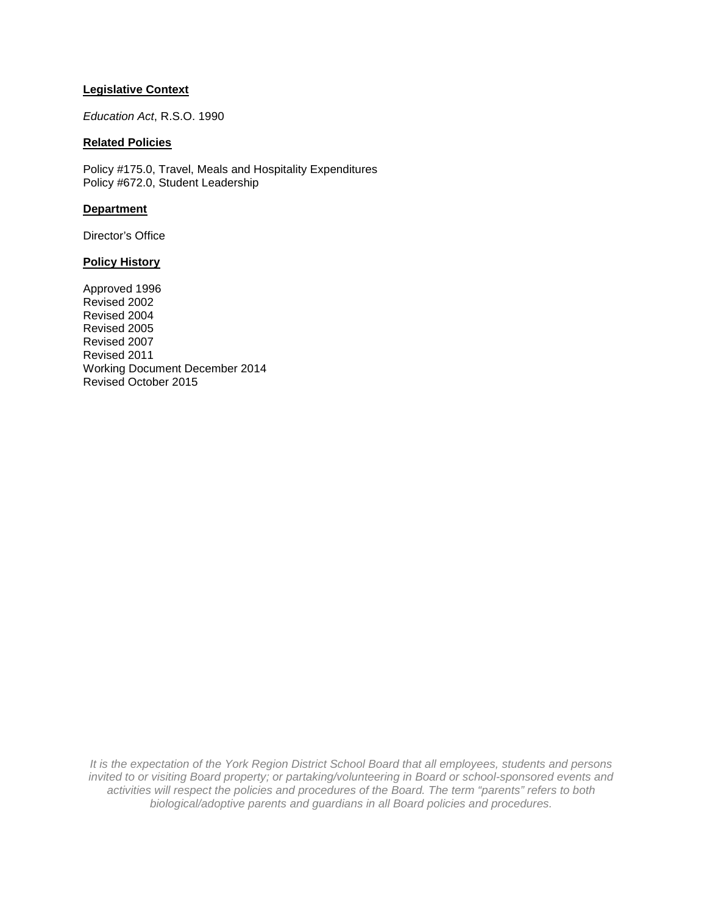**Legislative Context**

*Education Act*, R.S.O. 1990

**Related Policies**

Policy #175.0, Travel, Meals and Hospitality Expenditures
Policy #672.0, Student Leadership

**Department**

Director's Office

**Policy History**

Approved 1996
Revised 2002
Revised 2004
Revised 2005
Revised 2007
Revised 2011
Working Document December 2014
Revised October 2015

*It is the expectation of the York Region District School Board that all employees, students and persons invited to or visiting Board property; or partaking/volunteering in Board or school-sponsored events and activities will respect the policies and procedures of the Board. The term "parents" refers to both biological/adoptive parents and guardians in all Board policies and procedures.*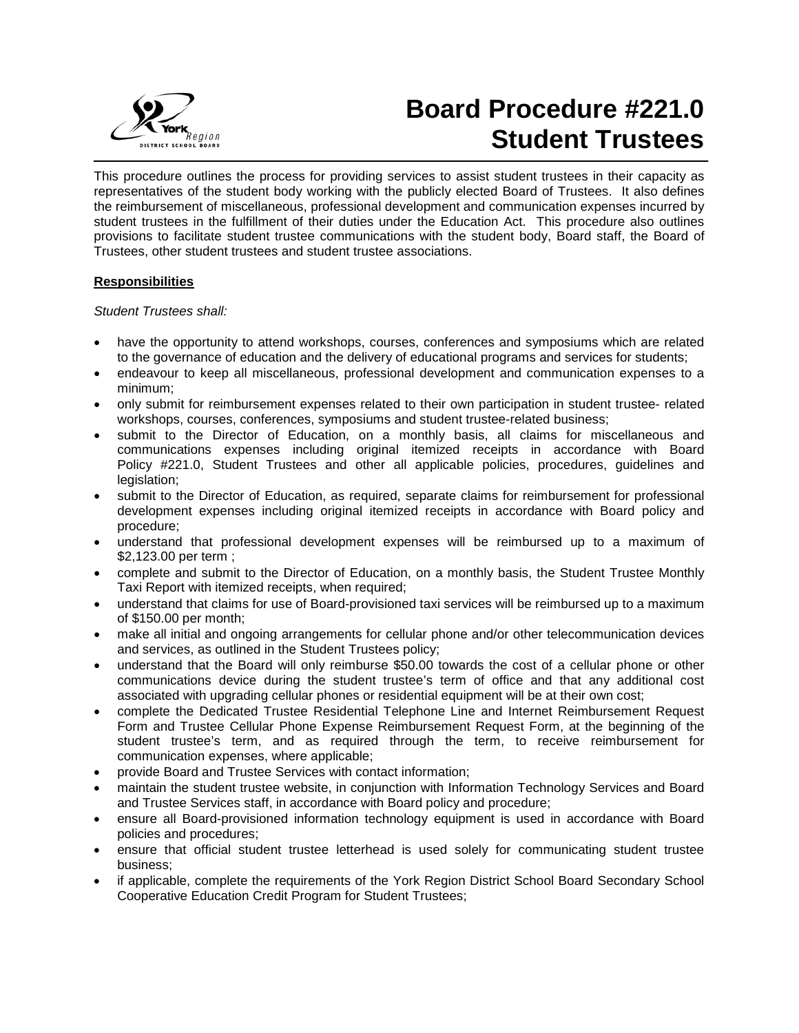# Board Procedure #221.0 Student Trustees

This procedure outlines the process for providing services to assist student trustees in their capacity as representatives of the student body working with the publicly elected Board of Trustees. It also defines the reimbursement of miscellaneous, professional development and communication expenses incurred by student trustees in the fulfillment of their duties under the Education Act. This procedure also outlines provisions to facilitate student trustee communications with the student body, Board staff, the Board of Trustees, other student trustees and student trustee associations.

**Responsibilities**

*Student Trustees shall:*

- have the opportunity to attend workshops, courses, conferences and symposiums which are related to the governance of education and the delivery of educational programs and services for students;
- endeavour to keep all miscellaneous, professional development and communication expenses to a minimum;
- only submit for reimbursement expenses related to their own participation in student trustee- related workshops, courses, conferences, symposiums and student trustee-related business;
- submit to the Director of Education, on a monthly basis, all claims for miscellaneous and communications expenses including original itemized receipts in accordance with Board Policy #221.0, Student Trustees and other all applicable policies, procedures, guidelines and legislation;
- submit to the Director of Education, as required, separate claims for reimbursement for professional development expenses including original itemized receipts in accordance with Board policy and procedure;
- understand that professional development expenses will be reimbursed up to a maximum of $2,123.00 per term ;
- complete and submit to the Director of Education, on a monthly basis, the Student Trustee Monthly Taxi Report with itemized receipts, when required;
- understand that claims for use of Board-provisioned taxi services will be reimbursed up to a maximum of $150.00 per month;
- make all initial and ongoing arrangements for cellular phone and/or other telecommunication devices and services, as outlined in the Student Trustees policy;
- understand that the Board will only reimburse $50.00 towards the cost of a cellular phone or other communications device during the student trustee's term of office and that any additional cost associated with upgrading cellular phones or residential equipment will be at their own cost;
- complete the Dedicated Trustee Residential Telephone Line and Internet Reimbursement Request Form and Trustee Cellular Phone Expense Reimbursement Request Form, at the beginning of the student trustee's term, and as required through the term, to receive reimbursement for communication expenses, where applicable;
- provide Board and Trustee Services with contact information;
- maintain the student trustee website, in conjunction with Information Technology Services and Board and Trustee Services staff, in accordance with Board policy and procedure;
- ensure all Board-provisioned information technology equipment is used in accordance with Board policies and procedures;
- ensure that official student trustee letterhead is used solely for communicating student trustee business;
- if applicable, complete the requirements of the York Region District School Board Secondary School Cooperative Education Credit Program for Student Trustees;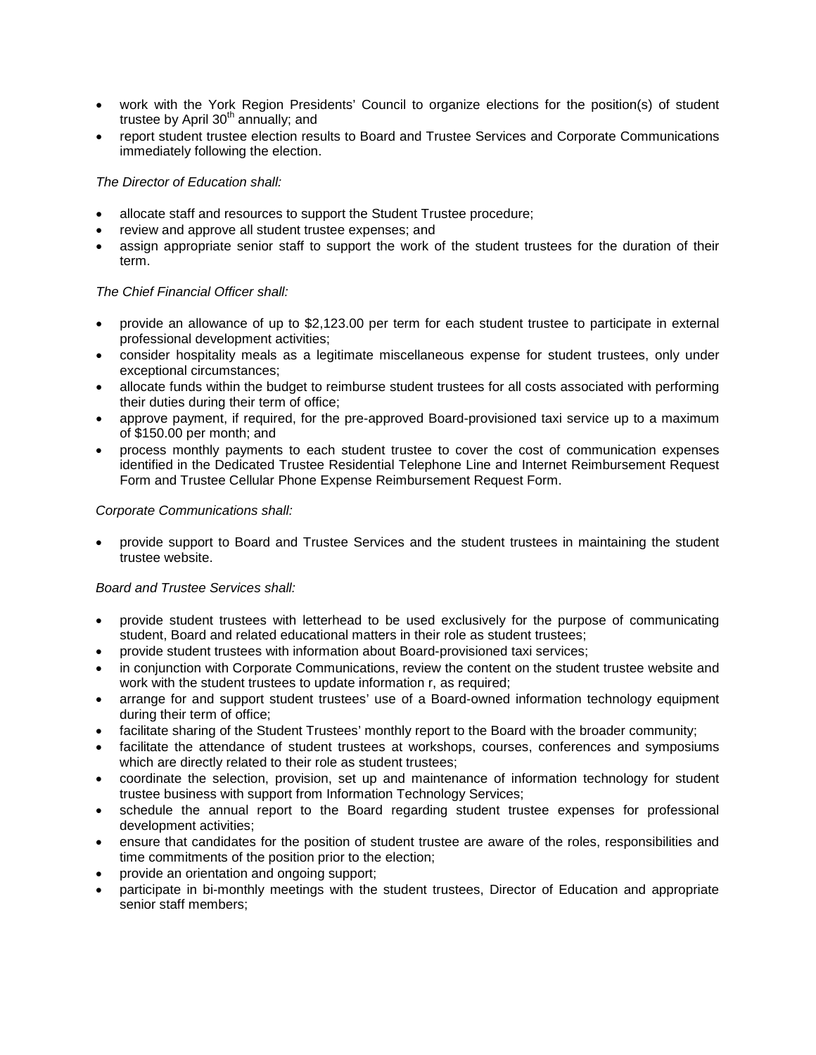- work with the York Region Presidents' Council to organize elections for the position(s) of student trustee by April 30th annually; and
- report student trustee election results to Board and Trustee Services and Corporate Communications immediately following the election.

*The Director of Education shall:*

- allocate staff and resources to support the Student Trustee procedure;
- review and approve all student trustee expenses; and
- assign appropriate senior staff to support the work of the student trustees for the duration of their term.

*The Chief Financial Officer shall:*

- provide an allowance of up to $2,123.00 per term for each student trustee to participate in external professional development activities;
- consider hospitality meals as a legitimate miscellaneous expense for student trustees, only under exceptional circumstances;
- allocate funds within the budget to reimburse student trustees for all costs associated with performing their duties during their term of office;
- approve payment, if required, for the pre-approved Board-provisioned taxi service up to a maximum of $150.00 per month; and
- process monthly payments to each student trustee to cover the cost of communication expenses identified in the Dedicated Trustee Residential Telephone Line and Internet Reimbursement Request Form and Trustee Cellular Phone Expense Reimbursement Request Form.

*Corporate Communications shall:*

- provide support to Board and Trustee Services and the student trustees in maintaining the student trustee website.

*Board and Trustee Services shall:*

- provide student trustees with letterhead to be used exclusively for the purpose of communicating student, Board and related educational matters in their role as student trustees;
- provide student trustees with information about Board-provisioned taxi services;
- in conjunction with Corporate Communications, review the content on the student trustee website and work with the student trustees to update information r, as required;
- arrange for and support student trustees' use of a Board-owned information technology equipment during their term of office;
- facilitate sharing of the Student Trustees' monthly report to the Board with the broader community;
- facilitate the attendance of student trustees at workshops, courses, conferences and symposiums which are directly related to their role as student trustees;
- coordinate the selection, provision, set up and maintenance of information technology for student trustee business with support from Information Technology Services;
- schedule the annual report to the Board regarding student trustee expenses for professional development activities;
- ensure that candidates for the position of student trustee are aware of the roles, responsibilities and time commitments of the position prior to the election;
- provide an orientation and ongoing support;
- participate in bi-monthly meetings with the student trustees, Director of Education and appropriate senior staff members;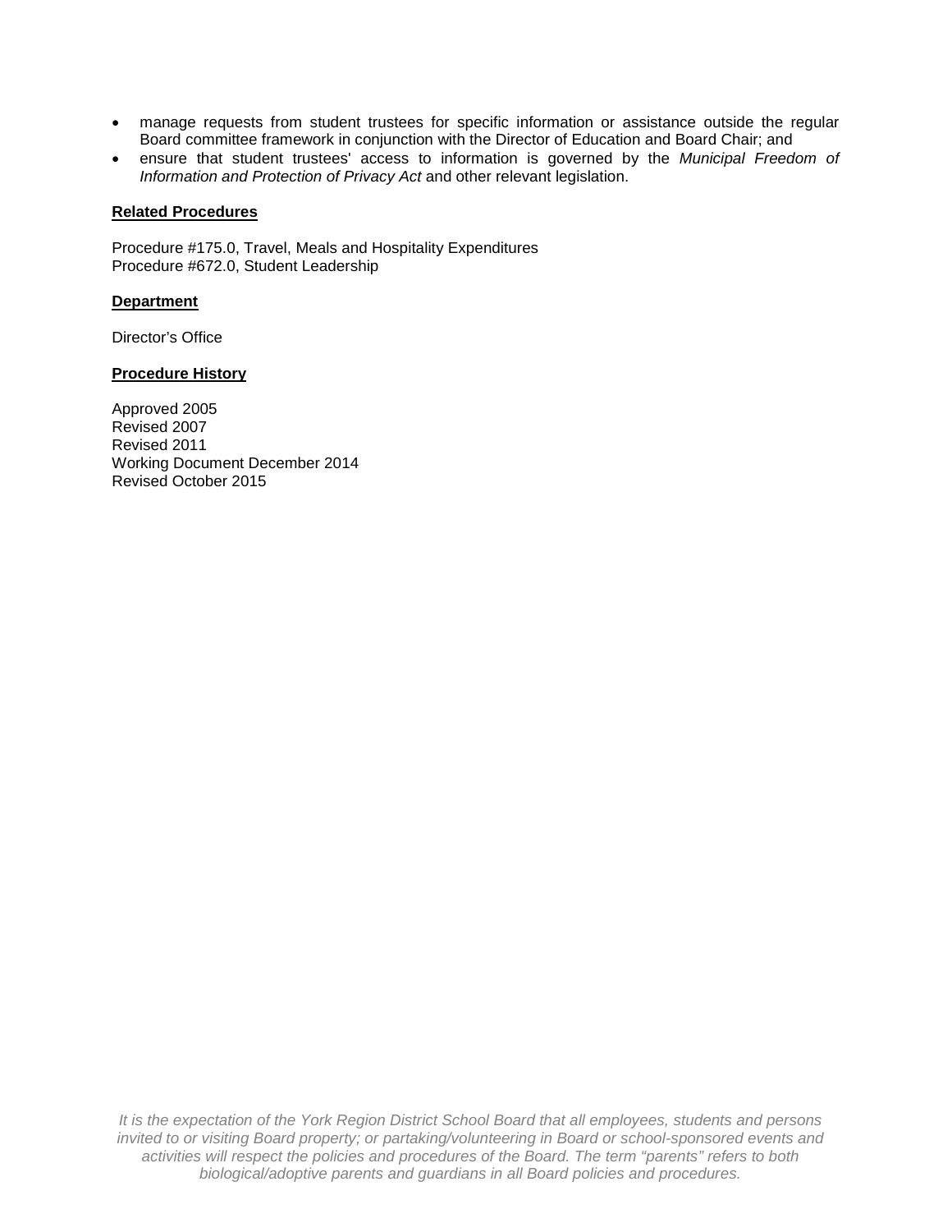- manage requests from student trustees for specific information or assistance outside the regular Board committee framework in conjunction with the Director of Education and Board Chair; and
- ensure that student trustees' access to information is governed by the *Municipal Freedom of Information and Protection of Privacy Act* and other relevant legislation.

**Related Procedures**

Procedure #175.0, Travel, Meals and Hospitality Expenditures
Procedure #672.0, Student Leadership

**Department**

Director's Office

**Procedure History**

Approved 2005
Revised 2007
Revised 2011
Working Document December 2014
Revised October 2015

*It is the expectation of the York Region District School Board that all employees, students and persons invited to or visiting Board property; or partaking/volunteering in Board or school-sponsored events and activities will respect the policies and procedures of the Board. The term "parents" refers to both biological/adoptive parents and guardians in all Board policies and procedures.*